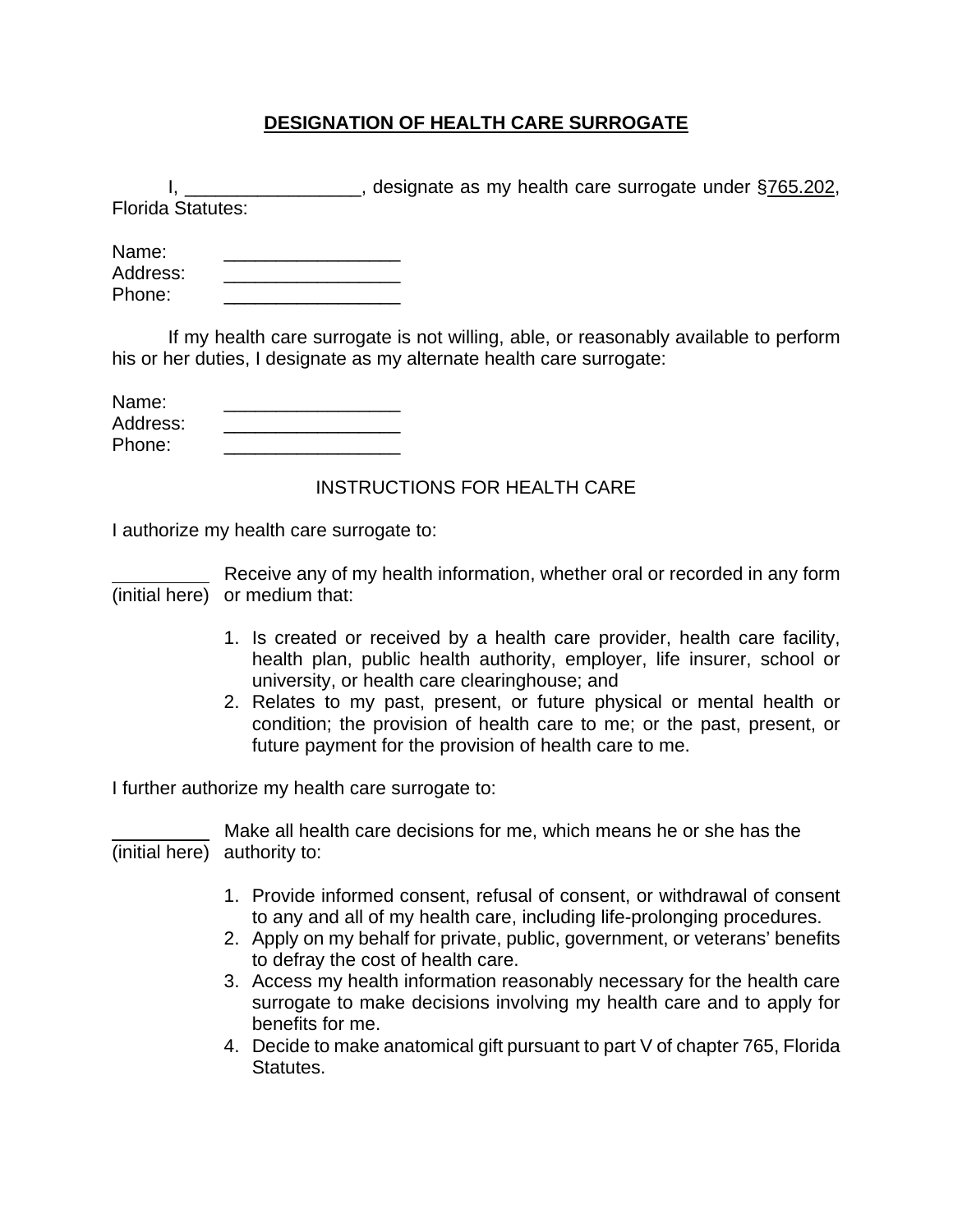# DESIGNATION OF HEALTH CARE SURROGATE

I, _________________, designate as my health care surrogate under §765.202, Florida Statutes:

Name: _________________
Address: _________________
Phone: _________________

If my health care surrogate is not willing, able, or reasonably available to perform his or her duties, I designate as my alternate health care surrogate:

Name: _________________
Address: _________________
Phone: _________________

INSTRUCTIONS FOR HEALTH CARE

I authorize my health care surrogate to:

_________ (initial here) Receive any of my health information, whether oral or recorded in any form or medium that:

1. Is created or received by a health care provider, health care facility, health plan, public health authority, employer, life insurer, school or university, or health care clearinghouse; and
2. Relates to my past, present, or future physical or mental health or condition; the provision of health care to me; or the past, present, or future payment for the provision of health care to me.

I further authorize my health care surrogate to:

_________ (initial here) Make all health care decisions for me, which means he or she has the authority to:

1. Provide informed consent, refusal of consent, or withdrawal of consent to any and all of my health care, including life-prolonging procedures.
2. Apply on my behalf for private, public, government, or veterans' benefits to defray the cost of health care.
3. Access my health information reasonably necessary for the health care surrogate to make decisions involving my health care and to apply for benefits for me.
4. Decide to make anatomical gift pursuant to part V of chapter 765, Florida Statutes.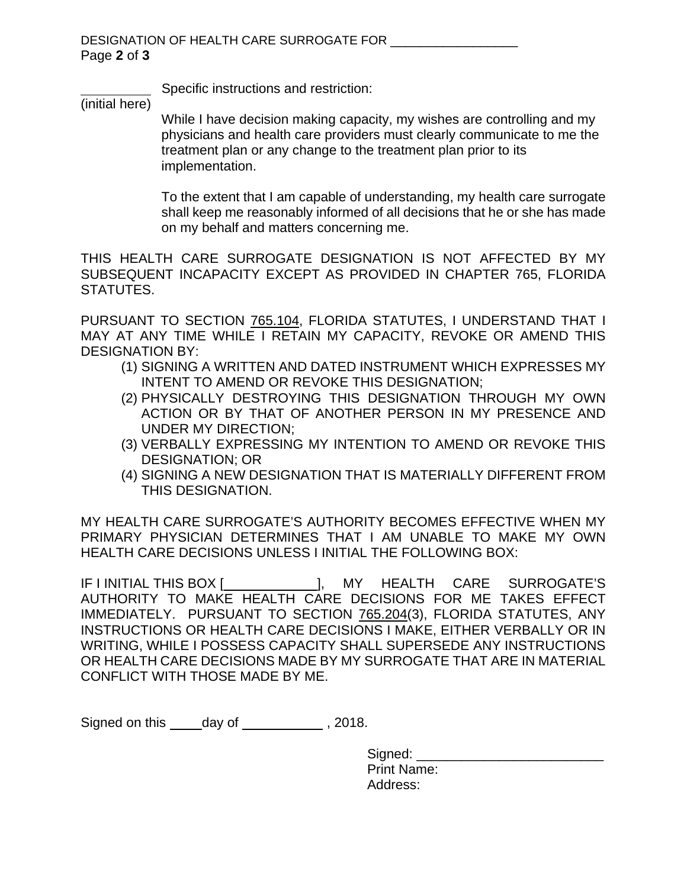__________ Specific instructions and restriction:
(initial here)

While I have decision making capacity, my wishes are controlling and my physicians and health care providers must clearly communicate to me the treatment plan or any change to the treatment plan prior to its implementation.

To the extent that I am capable of understanding, my health care surrogate shall keep me reasonably informed of all decisions that he or she has made on my behalf and matters concerning me.

THIS HEALTH CARE SURROGATE DESIGNATION IS NOT AFFECTED BY MY SUBSEQUENT INCAPACITY EXCEPT AS PROVIDED IN CHAPTER 765, FLORIDA STATUTES.

PURSUANT TO SECTION 765.104, FLORIDA STATUTES, I UNDERSTAND THAT I MAY AT ANY TIME WHILE I RETAIN MY CAPACITY, REVOKE OR AMEND THIS DESIGNATION BY:

(1) SIGNING A WRITTEN AND DATED INSTRUMENT WHICH EXPRESSES MY INTENT TO AMEND OR REVOKE THIS DESIGNATION;
(2) PHYSICALLY DESTROYING THIS DESIGNATION THROUGH MY OWN ACTION OR BY THAT OF ANOTHER PERSON IN MY PRESENCE AND UNDER MY DIRECTION;
(3) VERBALLY EXPRESSING MY INTENTION TO AMEND OR REVOKE THIS DESIGNATION; OR
(4) SIGNING A NEW DESIGNATION THAT IS MATERIALLY DIFFERENT FROM THIS DESIGNATION.

MY HEALTH CARE SURROGATE'S AUTHORITY BECOMES EFFECTIVE WHEN MY PRIMARY PHYSICIAN DETERMINES THAT I AM UNABLE TO MAKE MY OWN HEALTH CARE DECISIONS UNLESS I INITIAL THE FOLLOWING BOX:

IF I INITIAL THIS BOX [__________], MY HEALTH CARE SURROGATE'S AUTHORITY TO MAKE HEALTH CARE DECISIONS FOR ME TAKES EFFECT IMMEDIATELY. PURSUANT TO SECTION 765.204(3), FLORIDA STATUTES, ANY INSTRUCTIONS OR HEALTH CARE DECISIONS I MAKE, EITHER VERBALLY OR IN WRITING, WHILE I POSSESS CAPACITY SHALL SUPERSEDE ANY INSTRUCTIONS OR HEALTH CARE DECISIONS MADE BY MY SURROGATE THAT ARE IN MATERIAL CONFLICT WITH THOSE MADE BY ME.

Signed on this ____ day of __________ , 2018.

Signed: ________________________
Print Name:
Address: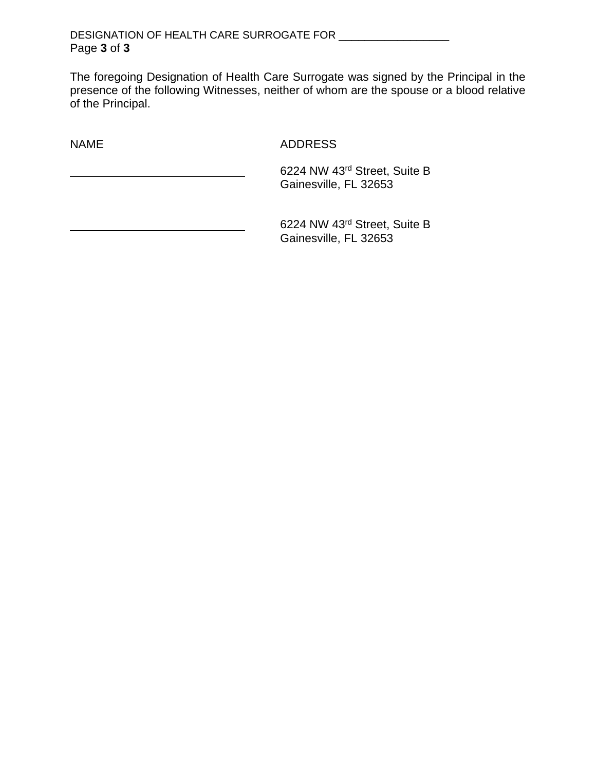The foregoing Designation of Health Care Surrogate was signed by the Principal in the presence of the following Witnesses, neither of whom are the spouse or a blood relative of the Principal.

| NAME | ADDRESS |
| --- | --- |
| ______________________________ | 6224 NW 43rd Street, Suite B<br>Gainesville, FL 32653 |
| ______________________________ | 6224 NW 43rd Street, Suite B<br>Gainesville, FL 32653 |